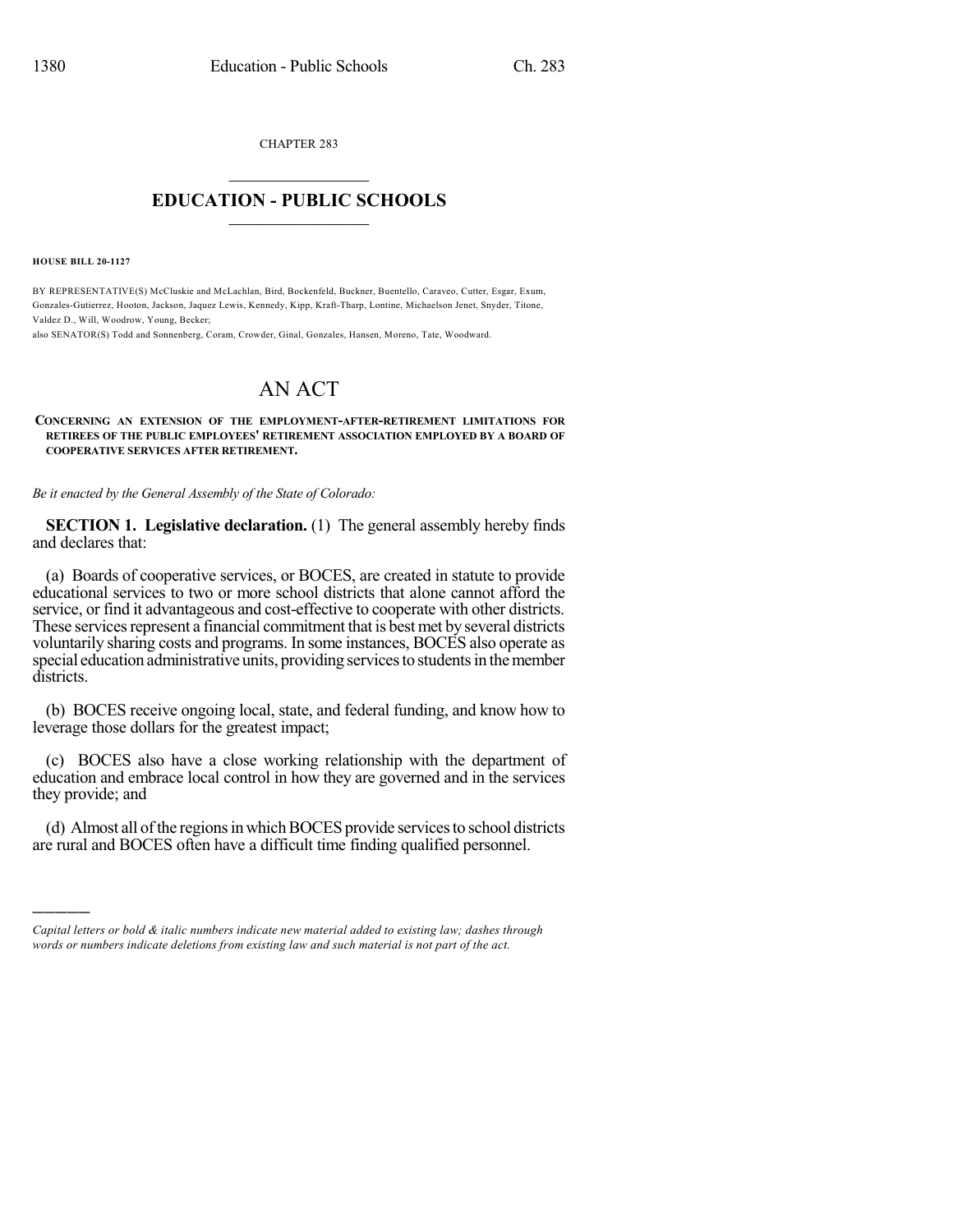CHAPTER 283

# EDUCATION - PUBLIC SCHOOLS

**HOUSE BILL 20-1127**

BY REPRESENTATIVE(S) McCluskie and McLachlan, Bird, Bockenfeld, Buckner, Buentello, Caraveo, Cutter, Esgar, Exum, Gonzales-Gutierrez, Hooton, Jackson, Jaquez Lewis, Kennedy, Kipp, Kraft-Tharp, Lontine, Michaelson Jenet, Snyder, Titone, Valdez D., Will, Woodrow, Young, Becker;

also SENATOR(S) Todd and Sonnenberg, Coram, Crowder, Ginal, Gonzales, Hansen, Moreno, Tate, Woodward.

# AN ACT

**CONCERNING AN EXTENSION OF THE EMPLOYMENT-AFTER-RETIREMENT LIMITATIONS FOR RETIREES OF THE PUBLIC EMPLOYEES' RETIREMENT ASSOCIATION EMPLOYED BY A BOARD OF COOPERATIVE SERVICES AFTER RETIREMENT.**

*Be it enacted by the General Assembly of the State of Colorado:*

**SECTION 1. Legislative declaration.** (1) The general assembly hereby finds and declares that:

(a) Boards of cooperative services, or BOCES, are created in statute to provide educational services to two or more school districts that alone cannot afford the service, or find it advantageous and cost-effective to cooperate with other districts. These services represent a financial commitment that is best met by several districts voluntarily sharing costs and programs. In some instances, BOCES also operate as special education administrative units, providing services to students in the member districts.

(b) BOCES receive ongoing local, state, and federal funding, and know how to leverage those dollars for the greatest impact;

(c) BOCES also have a close working relationship with the department of education and embrace local control in how they are governed and in the services they provide; and

(d) Almost all of the regions in which BOCES provide services to school districts are rural and BOCES often have a difficult time finding qualified personnel.

*Capital letters or bold & italic numbers indicate new material added to existing law; dashes through words or numbers indicate deletions from existing law and such material is not part of the act.*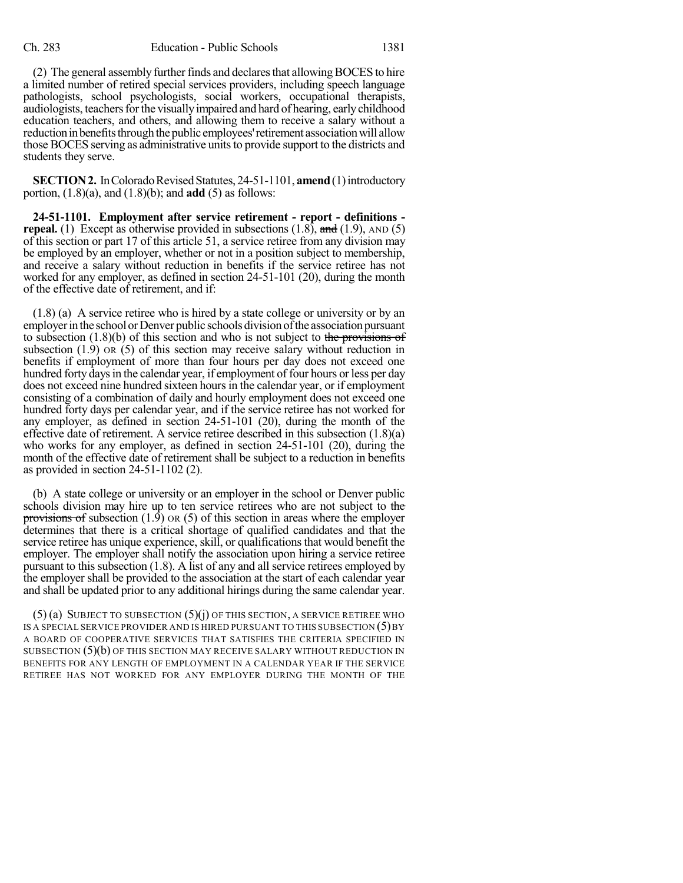(2) The general assembly further finds and declares that allowing BOCES to hire a limited number of retired special services providers, including speech language pathologists, school psychologists, social workers, occupational therapists, audiologists, teachers for the visually impaired and hard of hearing, early childhood education teachers, and others, and allowing them to receive a salary without a reduction in benefits through the public employees' retirement association will allow those BOCES serving as administrative units to provide support to the districts and students they serve.

**SECTION 2.** In Colorado Revised Statutes, 24-51-1101, **amend** (1) introductory portion, (1.8)(a), and (1.8)(b); and **add** (5) as follows:

**24-51-1101. Employment after service retirement - report - definitions - repeal.** (1) Except as otherwise provided in subsections (1.8), ~~and~~ (1.9), AND (5) of this section or part 17 of this article 51, a service retiree from any division may be employed by an employer, whether or not in a position subject to membership, and receive a salary without reduction in benefits if the service retiree has not worked for any employer, as defined in section 24-51-101 (20), during the month of the effective date of retirement, and if:

(1.8) (a) A service retiree who is hired by a state college or university or by an employer in the school or Denver public schools division of the association pursuant to subsection (1.8)(b) of this section and who is not subject to ~~the provisions of~~ subsection (1.9) OR (5) of this section may receive salary without reduction in benefits if employment of more than four hours per day does not exceed one hundred forty days in the calendar year, if employment of four hours or less per day does not exceed nine hundred sixteen hours in the calendar year, or if employment consisting of a combination of daily and hourly employment does not exceed one hundred forty days per calendar year, and if the service retiree has not worked for any employer, as defined in section 24-51-101 (20), during the month of the effective date of retirement. A service retiree described in this subsection (1.8)(a) who works for any employer, as defined in section 24-51-101 (20), during the month of the effective date of retirement shall be subject to a reduction in benefits as provided in section 24-51-1102 (2).

(b) A state college or university or an employer in the school or Denver public schools division may hire up to ten service retirees who are not subject to ~~the provisions of~~ subsection (1.9) OR (5) of this section in areas where the employer determines that there is a critical shortage of qualified candidates and that the service retiree has unique experience, skill, or qualifications that would benefit the employer. The employer shall notify the association upon hiring a service retiree pursuant to this subsection (1.8). A list of any and all service retirees employed by the employer shall be provided to the association at the start of each calendar year and shall be updated prior to any additional hirings during the same calendar year.

(5) (a) SUBJECT TO SUBSECTION (5)(j) OF THIS SECTION, A SERVICE RETIREE WHO IS A SPECIAL SERVICE PROVIDER AND IS HIRED PURSUANT TO THIS SUBSECTION (5) BY A BOARD OF COOPERATIVE SERVICES THAT SATISFIES THE CRITERIA SPECIFIED IN SUBSECTION (5)(b) OF THIS SECTION MAY RECEIVE SALARY WITHOUT REDUCTION IN BENEFITS FOR ANY LENGTH OF EMPLOYMENT IN A CALENDAR YEAR IF THE SERVICE RETIREE HAS NOT WORKED FOR ANY EMPLOYER DURING THE MONTH OF THE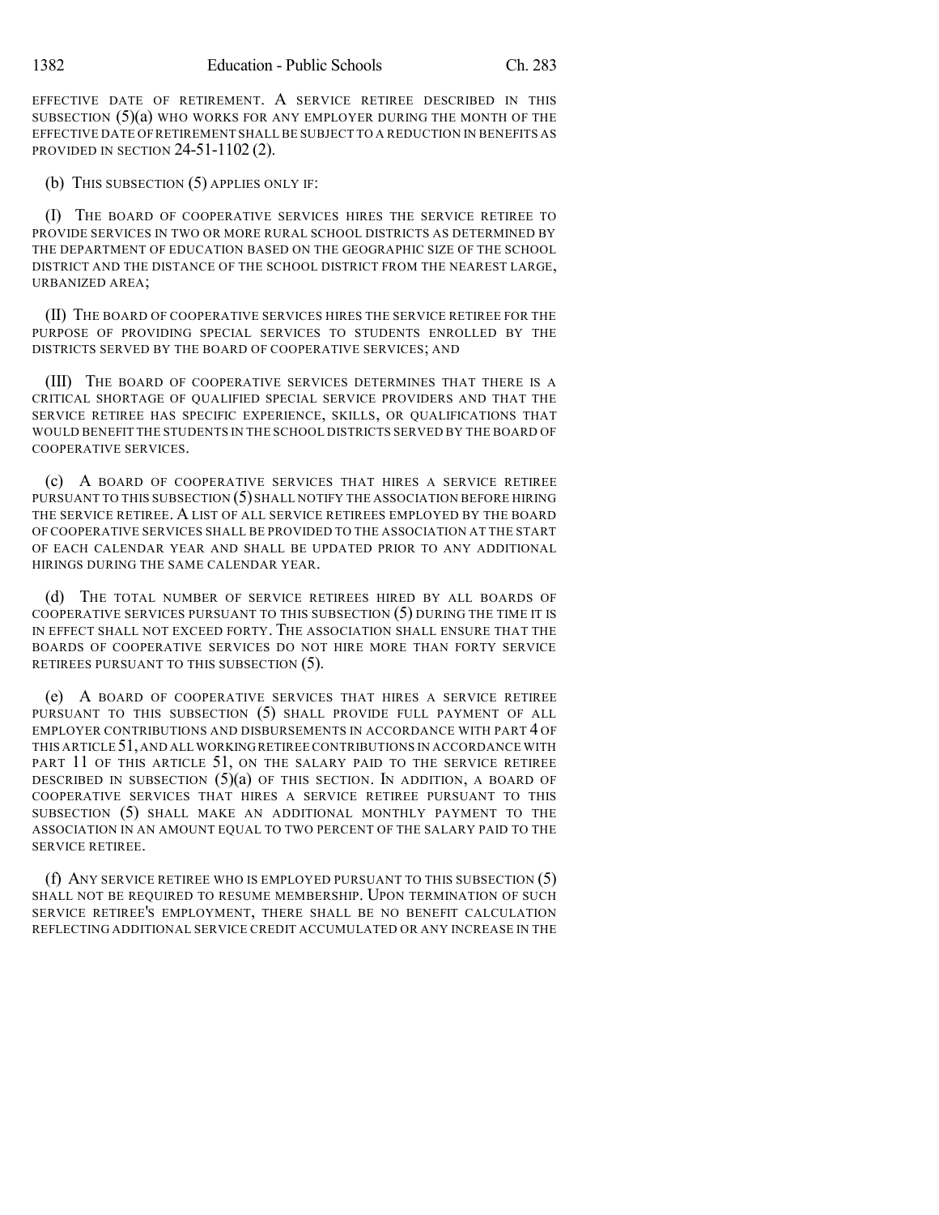EFFECTIVE DATE OF RETIREMENT. A SERVICE RETIREE DESCRIBED IN THIS SUBSECTION (5)(a) WHO WORKS FOR ANY EMPLOYER DURING THE MONTH OF THE EFFECTIVE DATE OF RETIREMENT SHALL BE SUBJECT TO A REDUCTION IN BENEFITS AS PROVIDED IN SECTION 24-51-1102 (2).

(b) THIS SUBSECTION (5) APPLIES ONLY IF:

(I) THE BOARD OF COOPERATIVE SERVICES HIRES THE SERVICE RETIREE TO PROVIDE SERVICES IN TWO OR MORE RURAL SCHOOL DISTRICTS AS DETERMINED BY THE DEPARTMENT OF EDUCATION BASED ON THE GEOGRAPHIC SIZE OF THE SCHOOL DISTRICT AND THE DISTANCE OF THE SCHOOL DISTRICT FROM THE NEAREST LARGE, URBANIZED AREA;

(II) THE BOARD OF COOPERATIVE SERVICES HIRES THE SERVICE RETIREE FOR THE PURPOSE OF PROVIDING SPECIAL SERVICES TO STUDENTS ENROLLED BY THE DISTRICTS SERVED BY THE BOARD OF COOPERATIVE SERVICES; AND

(III) THE BOARD OF COOPERATIVE SERVICES DETERMINES THAT THERE IS A CRITICAL SHORTAGE OF QUALIFIED SPECIAL SERVICE PROVIDERS AND THAT THE SERVICE RETIREE HAS SPECIFIC EXPERIENCE, SKILLS, OR QUALIFICATIONS THAT WOULD BENEFIT THE STUDENTS IN THE SCHOOL DISTRICTS SERVED BY THE BOARD OF COOPERATIVE SERVICES.

(c) A BOARD OF COOPERATIVE SERVICES THAT HIRES A SERVICE RETIREE PURSUANT TO THIS SUBSECTION (5) SHALL NOTIFY THE ASSOCIATION BEFORE HIRING THE SERVICE RETIREE. A LIST OF ALL SERVICE RETIREES EMPLOYED BY THE BOARD OF COOPERATIVE SERVICES SHALL BE PROVIDED TO THE ASSOCIATION AT THE START OF EACH CALENDAR YEAR AND SHALL BE UPDATED PRIOR TO ANY ADDITIONAL HIRINGS DURING THE SAME CALENDAR YEAR.

(d) THE TOTAL NUMBER OF SERVICE RETIREES HIRED BY ALL BOARDS OF COOPERATIVE SERVICES PURSUANT TO THIS SUBSECTION (5) DURING THE TIME IT IS IN EFFECT SHALL NOT EXCEED FORTY. THE ASSOCIATION SHALL ENSURE THAT THE BOARDS OF COOPERATIVE SERVICES DO NOT HIRE MORE THAN FORTY SERVICE RETIREES PURSUANT TO THIS SUBSECTION (5).

(e) A BOARD OF COOPERATIVE SERVICES THAT HIRES A SERVICE RETIREE PURSUANT TO THIS SUBSECTION (5) SHALL PROVIDE FULL PAYMENT OF ALL EMPLOYER CONTRIBUTIONS AND DISBURSEMENTS IN ACCORDANCE WITH PART 4 OF THIS ARTICLE 51, AND ALL WORKING RETIREE CONTRIBUTIONS IN ACCORDANCE WITH PART 11 OF THIS ARTICLE 51, ON THE SALARY PAID TO THE SERVICE RETIREE DESCRIBED IN SUBSECTION (5)(a) OF THIS SECTION. IN ADDITION, A BOARD OF COOPERATIVE SERVICES THAT HIRES A SERVICE RETIREE PURSUANT TO THIS SUBSECTION (5) SHALL MAKE AN ADDITIONAL MONTHLY PAYMENT TO THE ASSOCIATION IN AN AMOUNT EQUAL TO TWO PERCENT OF THE SALARY PAID TO THE SERVICE RETIREE.

(f) ANY SERVICE RETIREE WHO IS EMPLOYED PURSUANT TO THIS SUBSECTION (5) SHALL NOT BE REQUIRED TO RESUME MEMBERSHIP. UPON TERMINATION OF SUCH SERVICE RETIREE'S EMPLOYMENT, THERE SHALL BE NO BENEFIT CALCULATION REFLECTING ADDITIONAL SERVICE CREDIT ACCUMULATED OR ANY INCREASE IN THE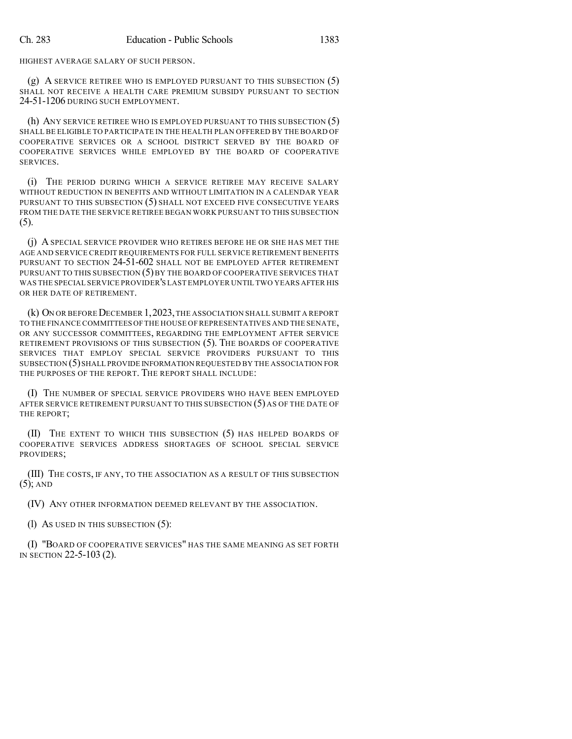HIGHEST AVERAGE SALARY OF SUCH PERSON.

(g) A SERVICE RETIREE WHO IS EMPLOYED PURSUANT TO THIS SUBSECTION (5) SHALL NOT RECEIVE A HEALTH CARE PREMIUM SUBSIDY PURSUANT TO SECTION 24-51-1206 DURING SUCH EMPLOYMENT.

(h) ANY SERVICE RETIREE WHO IS EMPLOYED PURSUANT TO THIS SUBSECTION (5) SHALL BE ELIGIBLE TO PARTICIPATE IN THE HEALTH PLAN OFFERED BY THE BOARD OF COOPERATIVE SERVICES OR A SCHOOL DISTRICT SERVED BY THE BOARD OF COOPERATIVE SERVICES WHILE EMPLOYED BY THE BOARD OF COOPERATIVE SERVICES.

(i) THE PERIOD DURING WHICH A SERVICE RETIREE MAY RECEIVE SALARY WITHOUT REDUCTION IN BENEFITS AND WITHOUT LIMITATION IN A CALENDAR YEAR PURSUANT TO THIS SUBSECTION (5) SHALL NOT EXCEED FIVE CONSECUTIVE YEARS FROM THE DATE THE SERVICE RETIREE BEGAN WORK PURSUANT TO THIS SUBSECTION (5).

(j) A SPECIAL SERVICE PROVIDER WHO RETIRES BEFORE HE OR SHE HAS MET THE AGE AND SERVICE CREDIT REQUIREMENTS FOR FULL SERVICE RETIREMENT BENEFITS PURSUANT TO SECTION 24-51-602 SHALL NOT BE EMPLOYED AFTER RETIREMENT PURSUANT TO THIS SUBSECTION (5) BY THE BOARD OF COOPERATIVE SERVICES THAT WAS THE SPECIAL SERVICE PROVIDER'S LAST EMPLOYER UNTIL TWO YEARS AFTER HIS OR HER DATE OF RETIREMENT.

(k) ON OR BEFORE DECEMBER 1, 2023, THE ASSOCIATION SHALL SUBMIT A REPORT TO THE FINANCE COMMITTEES OF THE HOUSE OF REPRESENTATIVES AND THE SENATE, OR ANY SUCCESSOR COMMITTEES, REGARDING THE EMPLOYMENT AFTER SERVICE RETIREMENT PROVISIONS OF THIS SUBSECTION (5). THE BOARDS OF COOPERATIVE SERVICES THAT EMPLOY SPECIAL SERVICE PROVIDERS PURSUANT TO THIS SUBSECTION (5) SHALL PROVIDE INFORMATION REQUESTED BY THE ASSOCIATION FOR THE PURPOSES OF THE REPORT. THE REPORT SHALL INCLUDE:

(I) THE NUMBER OF SPECIAL SERVICE PROVIDERS WHO HAVE BEEN EMPLOYED AFTER SERVICE RETIREMENT PURSUANT TO THIS SUBSECTION (5) AS OF THE DATE OF THE REPORT;

(II) THE EXTENT TO WHICH THIS SUBSECTION (5) HAS HELPED BOARDS OF COOPERATIVE SERVICES ADDRESS SHORTAGES OF SCHOOL SPECIAL SERVICE PROVIDERS;

(III) THE COSTS, IF ANY, TO THE ASSOCIATION AS A RESULT OF THIS SUBSECTION (5); AND

(IV) ANY OTHER INFORMATION DEEMED RELEVANT BY THE ASSOCIATION.

(l) AS USED IN THIS SUBSECTION (5):

(I) "BOARD OF COOPERATIVE SERVICES" HAS THE SAME MEANING AS SET FORTH IN SECTION 22-5-103 (2).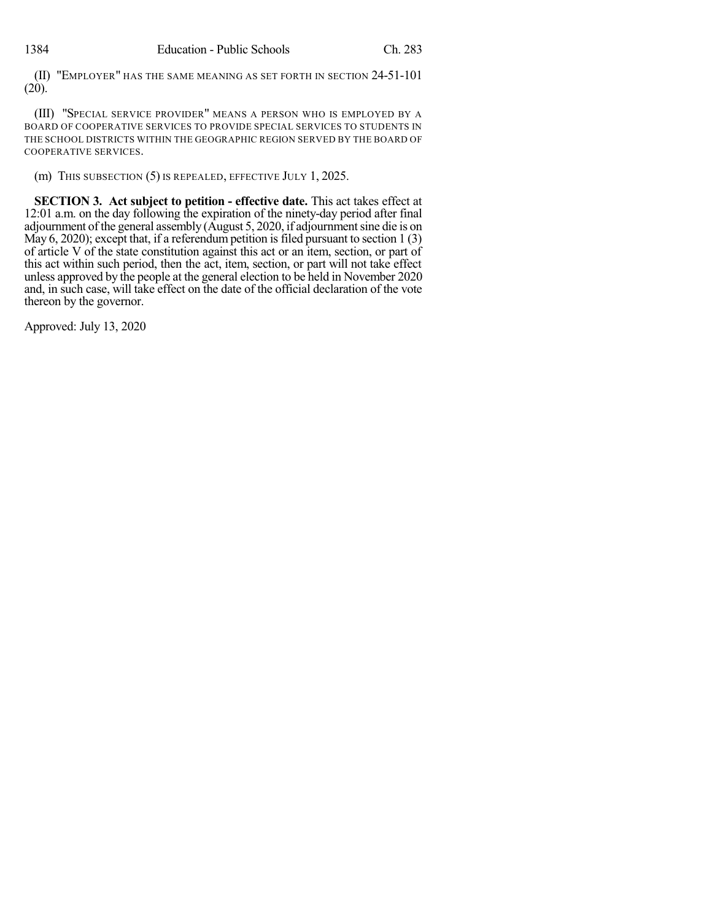(II) "EMPLOYER" HAS THE SAME MEANING AS SET FORTH IN SECTION 24-51-101 (20).

(III) "SPECIAL SERVICE PROVIDER" MEANS A PERSON WHO IS EMPLOYED BY A BOARD OF COOPERATIVE SERVICES TO PROVIDE SPECIAL SERVICES TO STUDENTS IN THE SCHOOL DISTRICTS WITHIN THE GEOGRAPHIC REGION SERVED BY THE BOARD OF COOPERATIVE SERVICES.

(m) THIS SUBSECTION (5) IS REPEALED, EFFECTIVE JULY 1, 2025.

**SECTION 3. Act subject to petition - effective date.** This act takes effect at 12:01 a.m. on the day following the expiration of the ninety-day period after final adjournment of the general assembly (August 5, 2020, if adjournment sine die is on May 6, 2020); except that, if a referendum petition is filed pursuant to section 1 (3) of article V of the state constitution against this act or an item, section, or part of this act within such period, then the act, item, section, or part will not take effect unless approved by the people at the general election to be held in November 2020 and, in such case, will take effect on the date of the official declaration of the vote thereon by the governor.

Approved: July 13, 2020